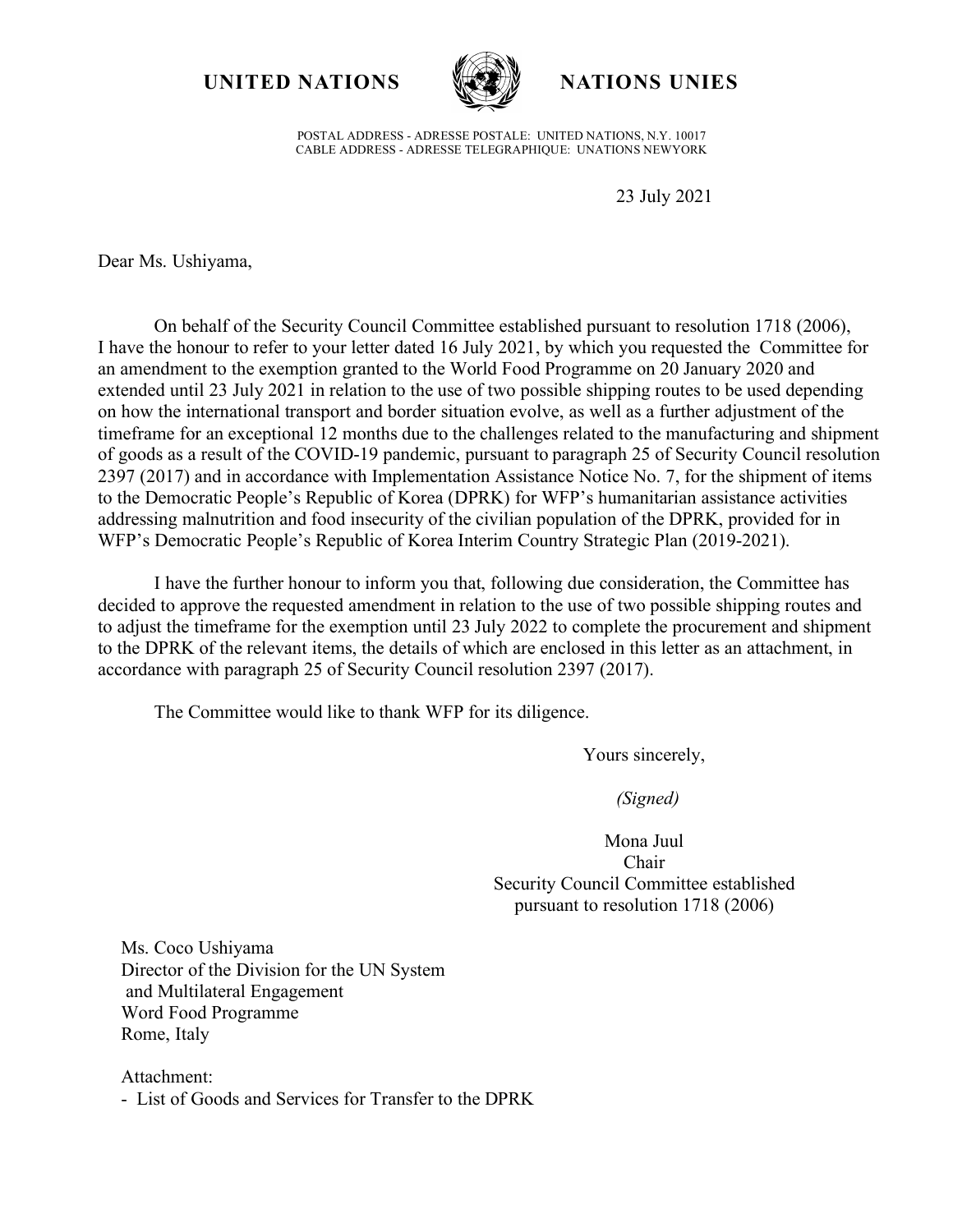**UNITED NATIONS** **NATIONS UNIES**

POSTAL ADDRESS - ADRESSE POSTALE: UNITED NATIONS, N.Y. 10017
CABLE ADDRESS - ADRESSE TELEGRAPHIQUE: UNATIONS NEWYORK

23 July 2021

Dear Ms. Ushiyama,

On behalf of the Security Council Committee established pursuant to resolution 1718 (2006), I have the honour to refer to your letter dated 16 July 2021, by which you requested the Committee for an amendment to the exemption granted to the World Food Programme on 20 January 2020 and extended until 23 July 2021 in relation to the use of two possible shipping routes to be used depending on how the international transport and border situation evolve, as well as a further adjustment of the timeframe for an exceptional 12 months due to the challenges related to the manufacturing and shipment of goods as a result of the COVID-19 pandemic, pursuant to paragraph 25 of Security Council resolution 2397 (2017) and in accordance with Implementation Assistance Notice No. 7, for the shipment of items to the Democratic People's Republic of Korea (DPRK) for WFP's humanitarian assistance activities addressing malnutrition and food insecurity of the civilian population of the DPRK, provided for in WFP's Democratic People's Republic of Korea Interim Country Strategic Plan (2019-2021).

I have the further honour to inform you that, following due consideration, the Committee has decided to approve the requested amendment in relation to the use of two possible shipping routes and to adjust the timeframe for the exemption until 23 July 2022 to complete the procurement and shipment to the DPRK of the relevant items, the details of which are enclosed in this letter as an attachment, in accordance with paragraph 25 of Security Council resolution 2397 (2017).

The Committee would like to thank WFP for its diligence.

Yours sincerely,

*(Signed)*

Mona Juul
Chair
Security Council Committee established
pursuant to resolution 1718 (2006)

Ms. Coco Ushiyama
Director of the Division for the UN System
and Multilateral Engagement
Word Food Programme
Rome, Italy

Attachment:
- List of Goods and Services for Transfer to the DPRK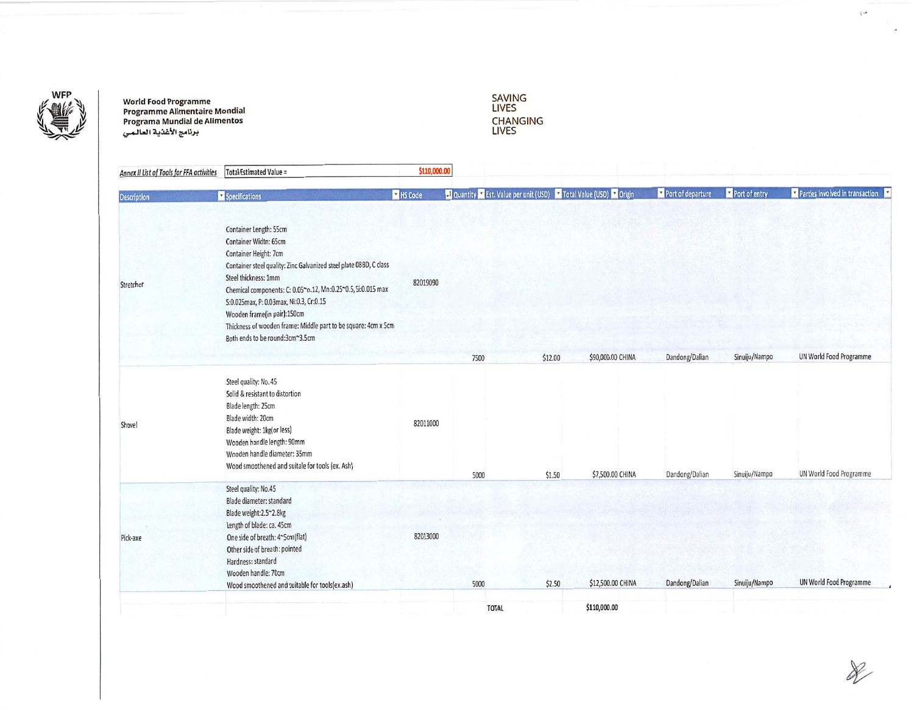World Food Programme
Programme Alimentaire Mondial
Programa Mundial de Alimentos
برنامج الأغذية العالمي

SAVING LIVES
CHANGING LIVES

*Annex II List of Tools for FFA activities* | Total Estimated Value = **$110,000.00**

| Description | Specifications | HS Code | Quantity | Est. Value per unit (USD) | Total Value (USD) | Origin | Port of departure | Port of entry | Parties involved in transaction |
|---|---|---|---|---|---|---|---|---|---|
| Stretcher | Container Length: 55cm<br>Container Widtn: 65cm<br>Container Height: 7cm<br>Container steel quality: Zinc Galvanized steel plate 08BD, C class<br>Steel thickness: 1mm<br>Chemical components: C: 0.05~o.12, Mn:0.25~0.5, Si:0.015 max<br>S:0.025max, P: 0.03max, Ni:0.3, Cr:0.15<br>Wooden frame(in pair):150cm<br>Thickness of wooden frame: Middle part to be square: 4cm x 5cm<br>Both ends to be round:3cm~3.5cm | 82019090 | 7500 | $12.00 | $90,000.00 | CHINA | Dandong/Dalian | Sinuiju/Nampo | UN World Food Programme |
| Shovel | Steel quality: No.45<br>Solid & resistant to distortion<br>Blade length: 25cm<br>Blade width: 20cm<br>Blade weight: 1kg(or less)<br>Wooden handle length: 90mm<br>Wooden handle diameter: 35mm<br>Wood smoothened and suitale for tools (ex. Ash) | 82011000 | 5000 | $1.50 | $7,500.00 | CHINA | Dandong/Dalian | Sinuiju/Nampo | UN World Food Programme |
| Pick-axe | Steel quality: No.45<br>Blade diameter: standard<br>Blade weight:2.5~2.8kg<br>Length of blade: ca. 45cm<br>One side of breath: 4~5cm(flat)<br>Other side of breath: pointed<br>Hardness: standard<br>Wooden handle: 70cm<br>Wood smoothened and suitable for tools(ex.ash) | 82013000 | 5000 | $2.50 | $12,500.00 | CHINA | Dandong/Dalian | Sinuiju/Nampo | UN World Food Programme |
| | | | TOTAL | | $110,000.00 | | | | |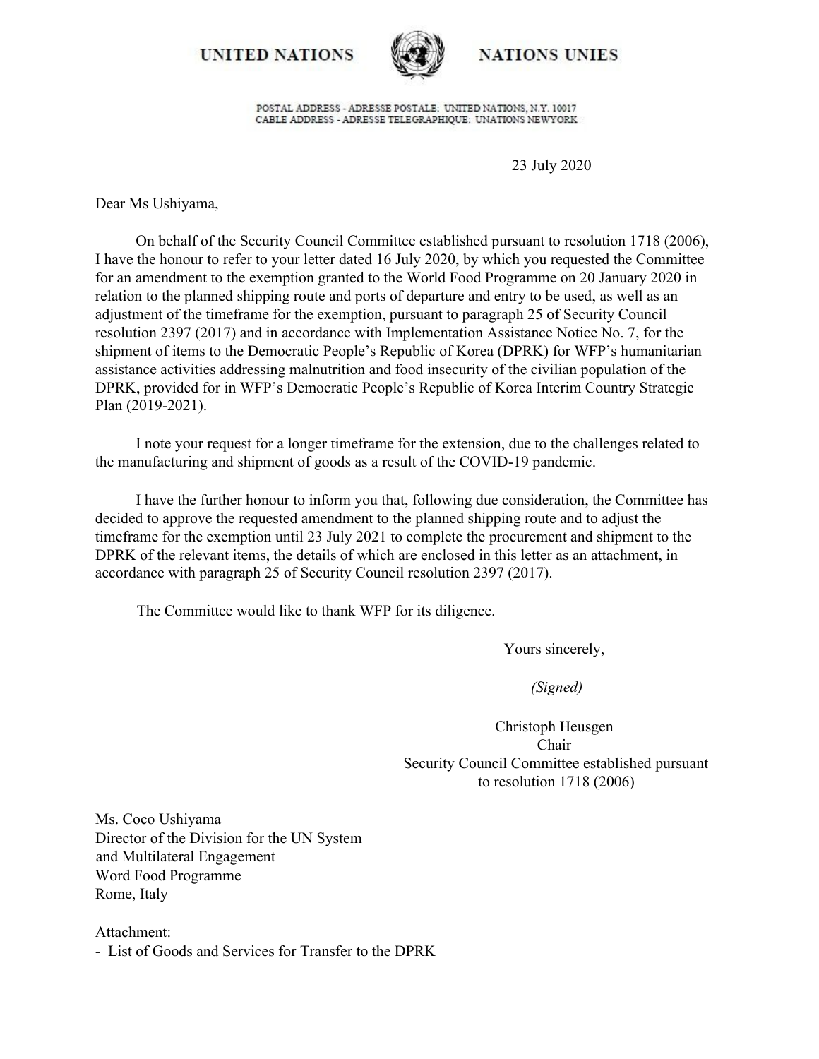UNITED NATIONS NATIONS UNIES

POSTAL ADDRESS - ADRESSE POSTALE: UNITED NATIONS, N.Y. 10017
CABLE ADDRESS - ADRESSE TELEGRAPHIQUE: UNATIONS NEWYORK

23 July 2020

Dear Ms Ushiyama,

On behalf of the Security Council Committee established pursuant to resolution 1718 (2006), I have the honour to refer to your letter dated 16 July 2020, by which you requested the Committee for an amendment to the exemption granted to the World Food Programme on 20 January 2020 in relation to the planned shipping route and ports of departure and entry to be used, as well as an adjustment of the timeframe for the exemption, pursuant to paragraph 25 of Security Council resolution 2397 (2017) and in accordance with Implementation Assistance Notice No. 7, for the shipment of items to the Democratic People's Republic of Korea (DPRK) for WFP's humanitarian assistance activities addressing malnutrition and food insecurity of the civilian population of the DPRK, provided for in WFP's Democratic People's Republic of Korea Interim Country Strategic Plan (2019-2021).

I note your request for a longer timeframe for the extension, due to the challenges related to the manufacturing and shipment of goods as a result of the COVID-19 pandemic.

I have the further honour to inform you that, following due consideration, the Committee has decided to approve the requested amendment to the planned shipping route and to adjust the timeframe for the exemption until 23 July 2021 to complete the procurement and shipment to the DPRK of the relevant items, the details of which are enclosed in this letter as an attachment, in accordance with paragraph 25 of Security Council resolution 2397 (2017).

The Committee would like to thank WFP for its diligence.

Yours sincerely,

*(Signed)*

Christoph Heusgen
Chair
Security Council Committee established pursuant to resolution 1718 (2006)

Ms. Coco Ushiyama
Director of the Division for the UN System and Multilateral Engagement
Word Food Programme
Rome, Italy

Attachment:
- List of Goods and Services for Transfer to the DPRK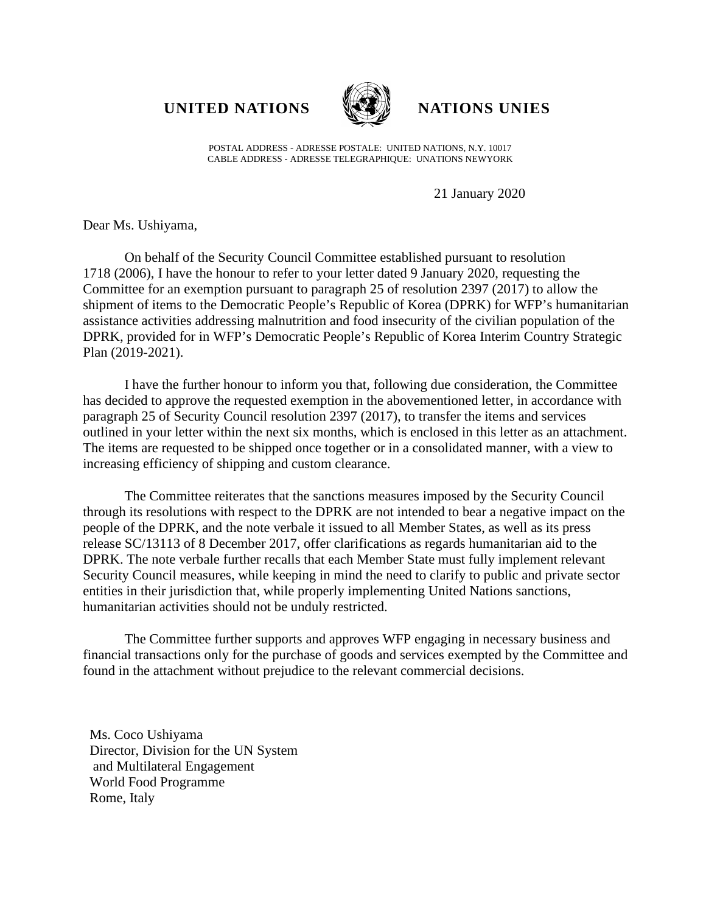**UNITED NATIONS** **NATIONS UNIES**

POSTAL ADDRESS - ADRESSE POSTALE: UNITED NATIONS, N.Y. 10017
CABLE ADDRESS - ADRESSE TELEGRAPHIQUE: UNATIONS NEWYORK

21 January 2020

Dear Ms. Ushiyama,

On behalf of the Security Council Committee established pursuant to resolution 1718 (2006), I have the honour to refer to your letter dated 9 January 2020, requesting the Committee for an exemption pursuant to paragraph 25 of resolution 2397 (2017) to allow the shipment of items to the Democratic People's Republic of Korea (DPRK) for WFP's humanitarian assistance activities addressing malnutrition and food insecurity of the civilian population of the DPRK, provided for in WFP's Democratic People's Republic of Korea Interim Country Strategic Plan (2019-2021).

I have the further honour to inform you that, following due consideration, the Committee has decided to approve the requested exemption in the abovementioned letter, in accordance with paragraph 25 of Security Council resolution 2397 (2017), to transfer the items and services outlined in your letter within the next six months, which is enclosed in this letter as an attachment. The items are requested to be shipped once together or in a consolidated manner, with a view to increasing efficiency of shipping and custom clearance.

The Committee reiterates that the sanctions measures imposed by the Security Council through its resolutions with respect to the DPRK are not intended to bear a negative impact on the people of the DPRK, and the note verbale it issued to all Member States, as well as its press release SC/13113 of 8 December 2017, offer clarifications as regards humanitarian aid to the DPRK. The note verbale further recalls that each Member State must fully implement relevant Security Council measures, while keeping in mind the need to clarify to public and private sector entities in their jurisdiction that, while properly implementing United Nations sanctions, humanitarian activities should not be unduly restricted.

The Committee further supports and approves WFP engaging in necessary business and financial transactions only for the purchase of goods and services exempted by the Committee and found in the attachment without prejudice to the relevant commercial decisions.

Ms. Coco Ushiyama
Director, Division for the UN System
and Multilateral Engagement
World Food Programme
Rome, Italy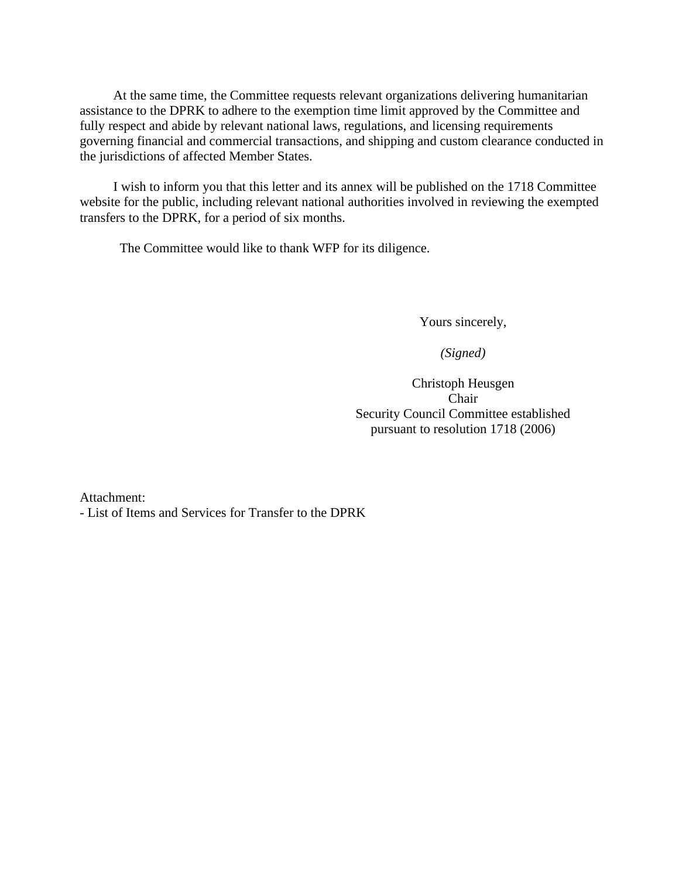At the same time, the Committee requests relevant organizations delivering humanitarian assistance to the DPRK to adhere to the exemption time limit approved by the Committee and fully respect and abide by relevant national laws, regulations, and licensing requirements governing financial and commercial transactions, and shipping and custom clearance conducted in the jurisdictions of affected Member States.

I wish to inform you that this letter and its annex will be published on the 1718 Committee website for the public, including relevant national authorities involved in reviewing the exempted transfers to the DPRK, for a period of six months.

The Committee would like to thank WFP for its diligence.

Yours sincerely,

*(Signed)*

Christoph Heusgen
Chair
Security Council Committee established pursuant to resolution 1718 (2006)

Attachment:
- List of Items and Services for Transfer to the DPRK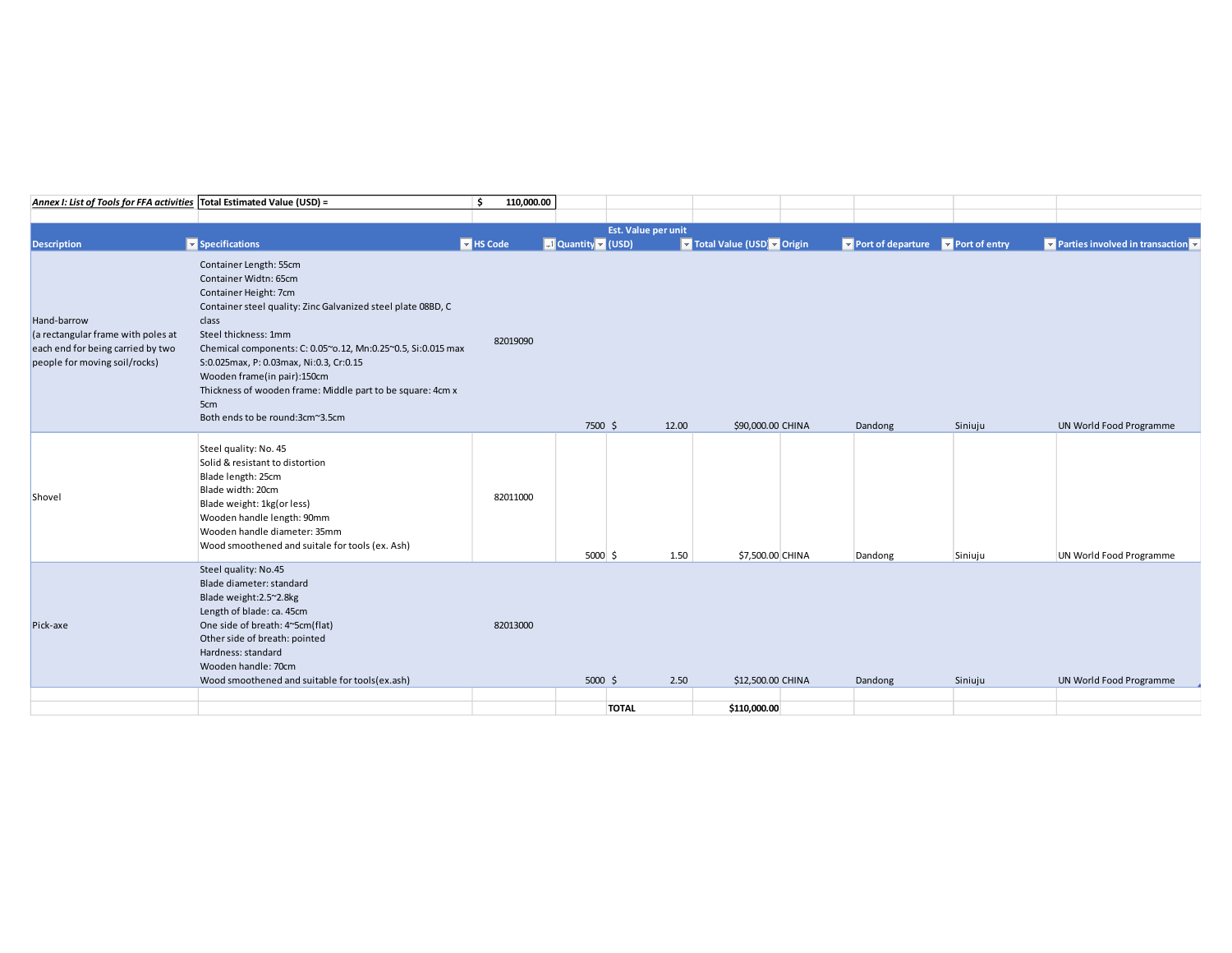*Annex I: List of Tools for FFA activities*

| Total Estimated Value (USD) = | $ 110,000.00 |
|---|---|

| Description | Specifications | HS Code | Quantity | Est. Value per unit (USD) | Total Value (USD) | Origin | Port of departure | Port of entry | Parties involved in transaction |
|---|---|---|---|---|---|---|---|---|---|
| Hand-barrow (a rectangular frame with poles at each end for being carried by two people for moving soil/rocks) | Container Length: 55cm<br>Container Widtn: 65cm<br>Container Height: 7cm<br>Container steel quality: Zinc Galvanized steel plate 08BD, C class<br>Steel thickness: 1mm<br>Chemical components: C: 0.05~o.12, Mn:0.25~0.5, Si:0.015 max S:0.025max, P: 0.03max, Ni:0.3, Cr:0.15<br>Wooden frame(in pair):150cm<br>Thickness of wooden frame: Middle part to be square: 4cm x 5cm<br>Both ends to be round:3cm~3.5cm | 82019090 | 7500 | $ 12.00 | $90,000.00 | CHINA | Dandong | Siniuju | UN World Food Programme |
| Shovel | Steel quality: No. 45<br>Solid & resistant to distortion<br>Blade length: 25cm<br>Blade width: 20cm<br>Blade weight: 1kg(or less)<br>Wooden handle length: 90mm<br>Wooden handle diameter: 35mm<br>Wood smoothened and suitale for tools (ex. Ash) | 82011000 | 5000 | $ 1.50 | $7,500.00 | CHINA | Dandong | Siniuju | UN World Food Programme |
| Pick-axe | Steel quality: No.45<br>Blade diameter: standard<br>Blade weight:2.5~2.8kg<br>Length of blade: ca. 45cm<br>One side of breath: 4~5cm(flat)<br>Other side of breath: pointed<br>Hardness: standard<br>Wooden handle: 70cm<br>Wood smoothened and suitable for tools(ex.ash) | 82013000 | 5000 | $ 2.50 | $12,500.00 | CHINA | Dandong | Siniuju | UN World Food Programme |
| | | | | **TOTAL** | **$110,000.00** | | | | |